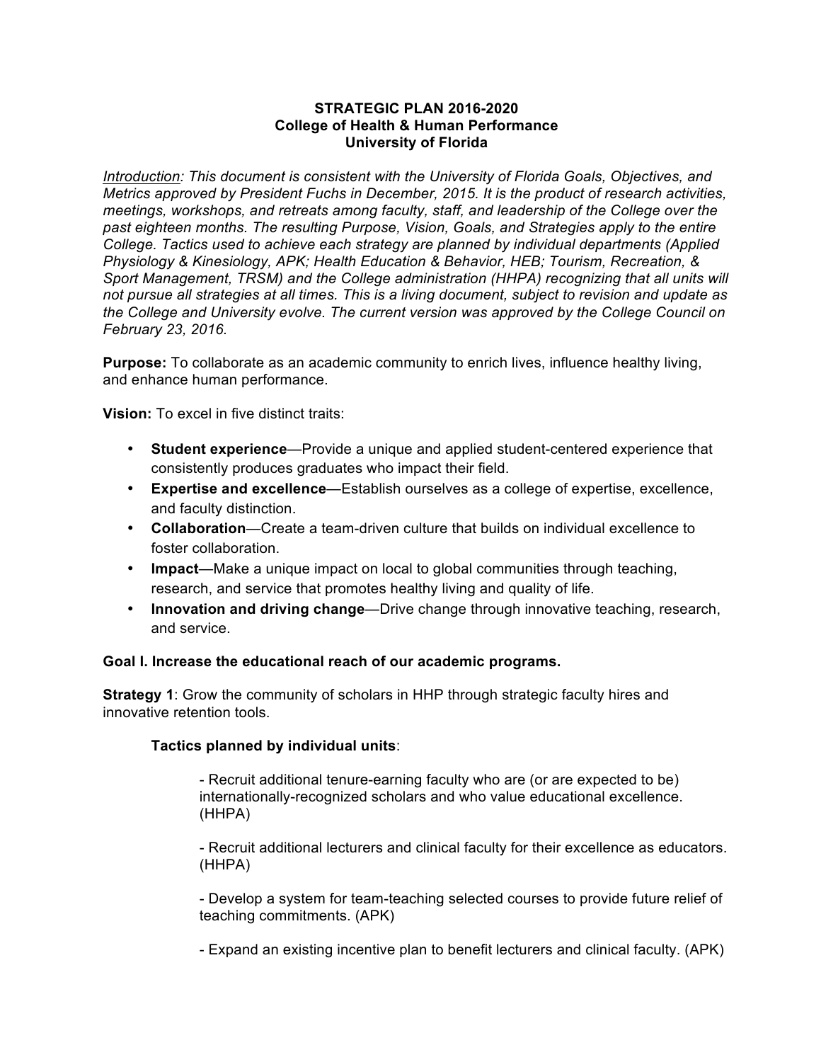**STRATEGIC PLAN 2016-2020**
**College of Health & Human Performance**
**University of Florida**

*<u>Introduction</u>: This document is consistent with the University of Florida Goals, Objectives, and Metrics approved by President Fuchs in December, 2015. It is the product of research activities, meetings, workshops, and retreats among faculty, staff, and leadership of the College over the past eighteen months. The resulting Purpose, Vision, Goals, and Strategies apply to the entire College. Tactics used to achieve each strategy are planned by individual departments (Applied Physiology & Kinesiology, APK; Health Education & Behavior, HEB; Tourism, Recreation, & Sport Management, TRSM) and the College administration (HHPA) recognizing that all units will not pursue all strategies at all times. This is a living document, subject to revision and update as the College and University evolve. The current version was approved by the College Council on February 23, 2016.*

**Purpose:** To collaborate as an academic community to enrich lives, influence healthy living, and enhance human performance.

**Vision:** To excel in five distinct traits:

- **Student experience**—Provide a unique and applied student-centered experience that consistently produces graduates who impact their field.
- **Expertise and excellence**—Establish ourselves as a college of expertise, excellence, and faculty distinction.
- **Collaboration**—Create a team-driven culture that builds on individual excellence to foster collaboration.
- **Impact**—Make a unique impact on local to global communities through teaching, research, and service that promotes healthy living and quality of life.
- **Innovation and driving change**—Drive change through innovative teaching, research, and service.

**Goal I. Increase the educational reach of our academic programs.**

**Strategy 1**: Grow the community of scholars in HHP through strategic faculty hires and innovative retention tools.

**Tactics planned by individual units**:

- Recruit additional tenure-earning faculty who are (or are expected to be) internationally-recognized scholars and who value educational excellence. (HHPA)

- Recruit additional lecturers and clinical faculty for their excellence as educators. (HHPA)

- Develop a system for team-teaching selected courses to provide future relief of teaching commitments. (APK)

- Expand an existing incentive plan to benefit lecturers and clinical faculty. (APK)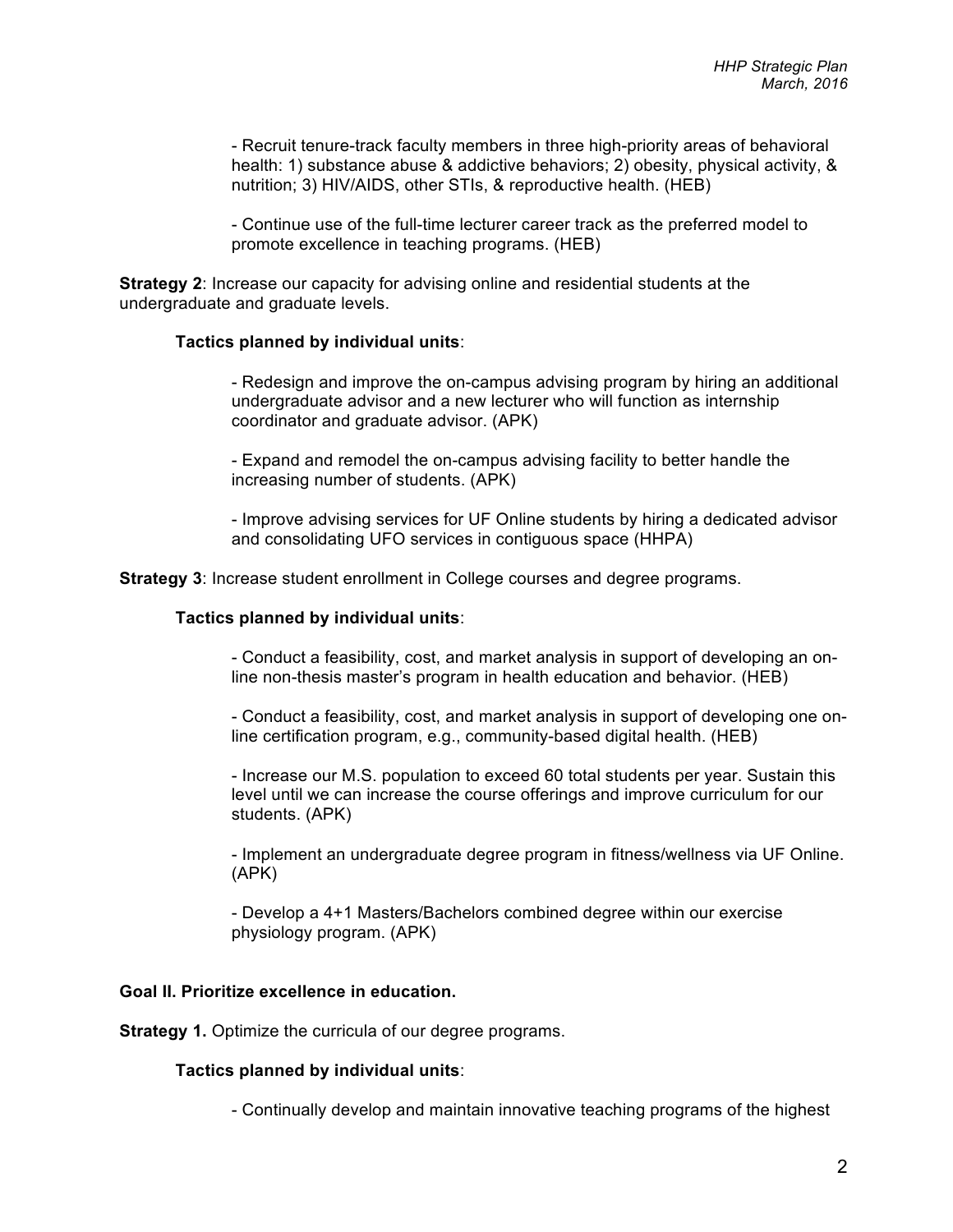- Recruit tenure-track faculty members in three high-priority areas of behavioral health: 1) substance abuse & addictive behaviors; 2) obesity, physical activity, & nutrition; 3) HIV/AIDS, other STIs, & reproductive health. (HEB)

- Continue use of the full-time lecturer career track as the preferred model to promote excellence in teaching programs. (HEB)

**Strategy 2**: Increase our capacity for advising online and residential students at the undergraduate and graduate levels.

**Tactics planned by individual units**:

- Redesign and improve the on-campus advising program by hiring an additional undergraduate advisor and a new lecturer who will function as internship coordinator and graduate advisor. (APK)

- Expand and remodel the on-campus advising facility to better handle the increasing number of students. (APK)

- Improve advising services for UF Online students by hiring a dedicated advisor and consolidating UFO services in contiguous space (HHPA)

**Strategy 3**: Increase student enrollment in College courses and degree programs.

**Tactics planned by individual units**:

- Conduct a feasibility, cost, and market analysis in support of developing an on-line non-thesis master's program in health education and behavior. (HEB)

- Conduct a feasibility, cost, and market analysis in support of developing one on-line certification program, e.g., community-based digital health. (HEB)

- Increase our M.S. population to exceed 60 total students per year. Sustain this level until we can increase the course offerings and improve curriculum for our students. (APK)

- Implement an undergraduate degree program in fitness/wellness via UF Online. (APK)

- Develop a 4+1 Masters/Bachelors combined degree within our exercise physiology program. (APK)

**Goal II. Prioritize excellence in education.**

**Strategy 1.** Optimize the curricula of our degree programs.

**Tactics planned by individual units**:

- Continually develop and maintain innovative teaching programs of the highest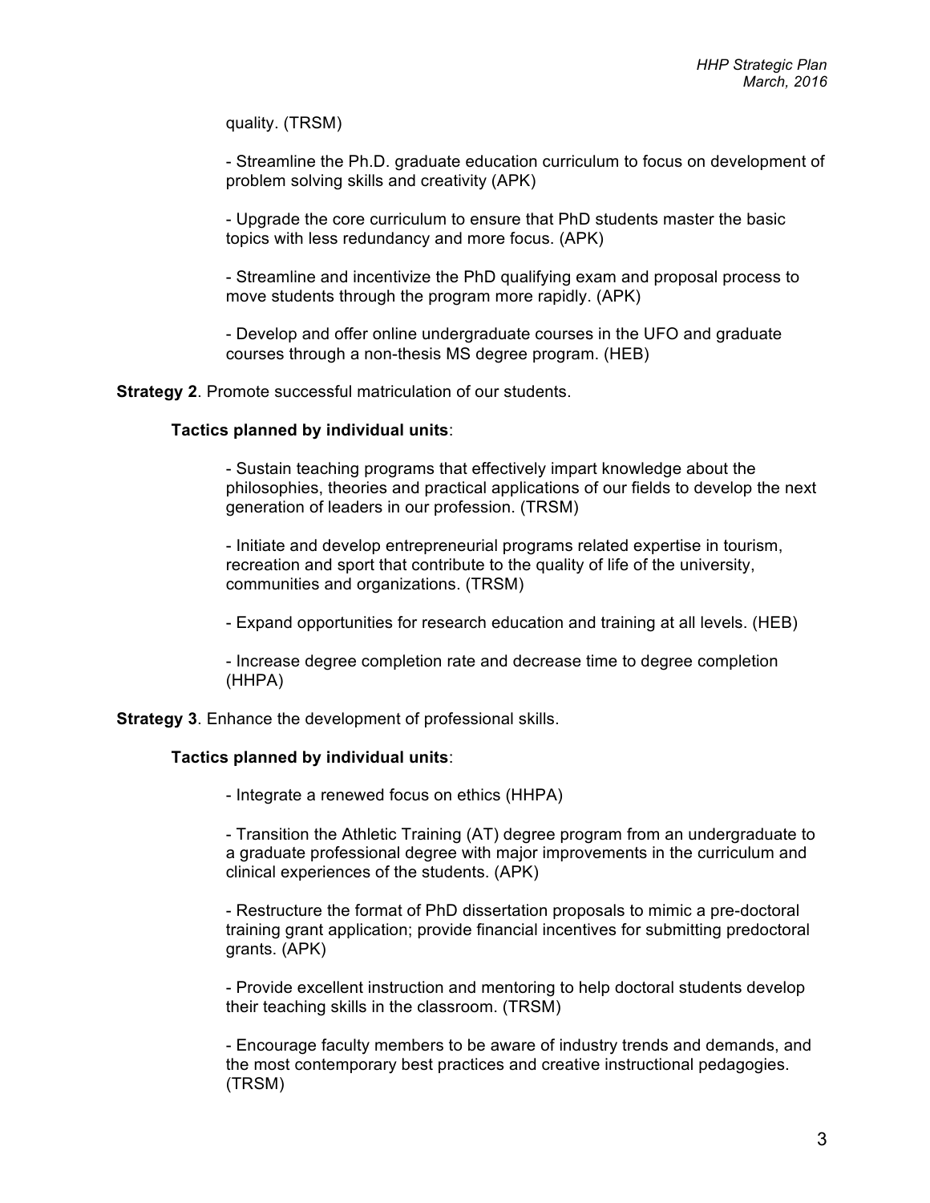quality. (TRSM)

- Streamline the Ph.D. graduate education curriculum to focus on development of problem solving skills and creativity (APK)

- Upgrade the core curriculum to ensure that PhD students master the basic topics with less redundancy and more focus. (APK)

- Streamline and incentivize the PhD qualifying exam and proposal process to move students through the program more rapidly. (APK)

- Develop and offer online undergraduate courses in the UFO and graduate courses through a non-thesis MS degree program. (HEB)

**Strategy 2**. Promote successful matriculation of our students.

**Tactics planned by individual units**:

- Sustain teaching programs that effectively impart knowledge about the philosophies, theories and practical applications of our fields to develop the next generation of leaders in our profession. (TRSM)

- Initiate and develop entrepreneurial programs related expertise in tourism, recreation and sport that contribute to the quality of life of the university, communities and organizations. (TRSM)

- Expand opportunities for research education and training at all levels. (HEB)

- Increase degree completion rate and decrease time to degree completion (HHPA)

**Strategy 3**. Enhance the development of professional skills.

**Tactics planned by individual units**:

- Integrate a renewed focus on ethics (HHPA)

- Transition the Athletic Training (AT) degree program from an undergraduate to a graduate professional degree with major improvements in the curriculum and clinical experiences of the students. (APK)

- Restructure the format of PhD dissertation proposals to mimic a pre-doctoral training grant application; provide financial incentives for submitting predoctoral grants. (APK)

- Provide excellent instruction and mentoring to help doctoral students develop their teaching skills in the classroom. (TRSM)

- Encourage faculty members to be aware of industry trends and demands, and the most contemporary best practices and creative instructional pedagogies. (TRSM)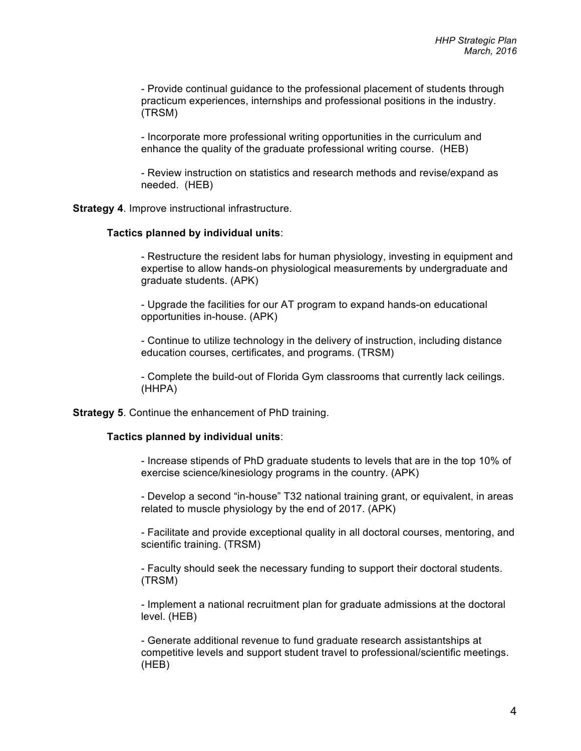- Provide continual guidance to the professional placement of students through practicum experiences, internships and professional positions in the industry. (TRSM)

- Incorporate more professional writing opportunities in the curriculum and enhance the quality of the graduate professional writing course. (HEB)

- Review instruction on statistics and research methods and revise/expand as needed. (HEB)

**Strategy 4**. Improve instructional infrastructure.

**Tactics planned by individual units**:

- Restructure the resident labs for human physiology, investing in equipment and expertise to allow hands-on physiological measurements by undergraduate and graduate students. (APK)

- Upgrade the facilities for our AT program to expand hands-on educational opportunities in-house. (APK)

- Continue to utilize technology in the delivery of instruction, including distance education courses, certificates, and programs. (TRSM)

- Complete the build-out of Florida Gym classrooms that currently lack ceilings. (HHPA)

**Strategy 5**. Continue the enhancement of PhD training.

**Tactics planned by individual units**:

- Increase stipends of PhD graduate students to levels that are in the top 10% of exercise science/kinesiology programs in the country. (APK)

- Develop a second "in-house" T32 national training grant, or equivalent, in areas related to muscle physiology by the end of 2017. (APK)

- Facilitate and provide exceptional quality in all doctoral courses, mentoring, and scientific training. (TRSM)

- Faculty should seek the necessary funding to support their doctoral students. (TRSM)

- Implement a national recruitment plan for graduate admissions at the doctoral level. (HEB)

- Generate additional revenue to fund graduate research assistantships at competitive levels and support student travel to professional/scientific meetings. (HEB)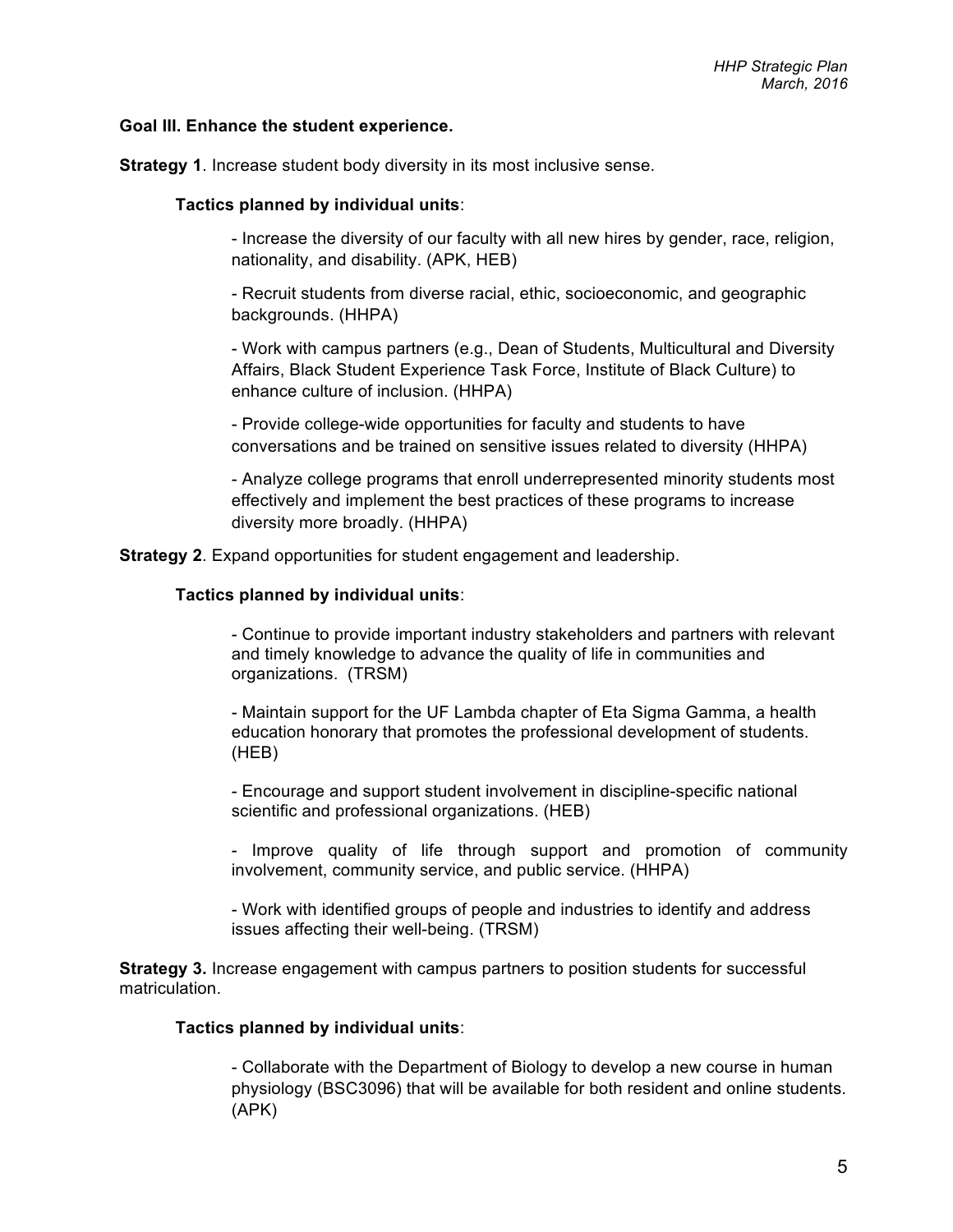**Goal III. Enhance the student experience.**

**Strategy 1**. Increase student body diversity in its most inclusive sense.

**Tactics planned by individual units**:

- Increase the diversity of our faculty with all new hires by gender, race, religion, nationality, and disability. (APK, HEB)
- Recruit students from diverse racial, ethic, socioeconomic, and geographic backgrounds. (HHPA)
- Work with campus partners (e.g., Dean of Students, Multicultural and Diversity Affairs, Black Student Experience Task Force, Institute of Black Culture) to enhance culture of inclusion. (HHPA)
- Provide college-wide opportunities for faculty and students to have conversations and be trained on sensitive issues related to diversity (HHPA)
- Analyze college programs that enroll underrepresented minority students most effectively and implement the best practices of these programs to increase diversity more broadly. (HHPA)

**Strategy 2**. Expand opportunities for student engagement and leadership.

**Tactics planned by individual units**:

- Continue to provide important industry stakeholders and partners with relevant and timely knowledge to advance the quality of life in communities and organizations. (TRSM)
- Maintain support for the UF Lambda chapter of Eta Sigma Gamma, a health education honorary that promotes the professional development of students. (HEB)
- Encourage and support student involvement in discipline-specific national scientific and professional organizations. (HEB)
- Improve quality of life through support and promotion of community involvement, community service, and public service. (HHPA)
- Work with identified groups of people and industries to identify and address issues affecting their well-being. (TRSM)

**Strategy 3.** Increase engagement with campus partners to position students for successful matriculation.

**Tactics planned by individual units**:

- Collaborate with the Department of Biology to develop a new course in human physiology (BSC3096) that will be available for both resident and online students. (APK)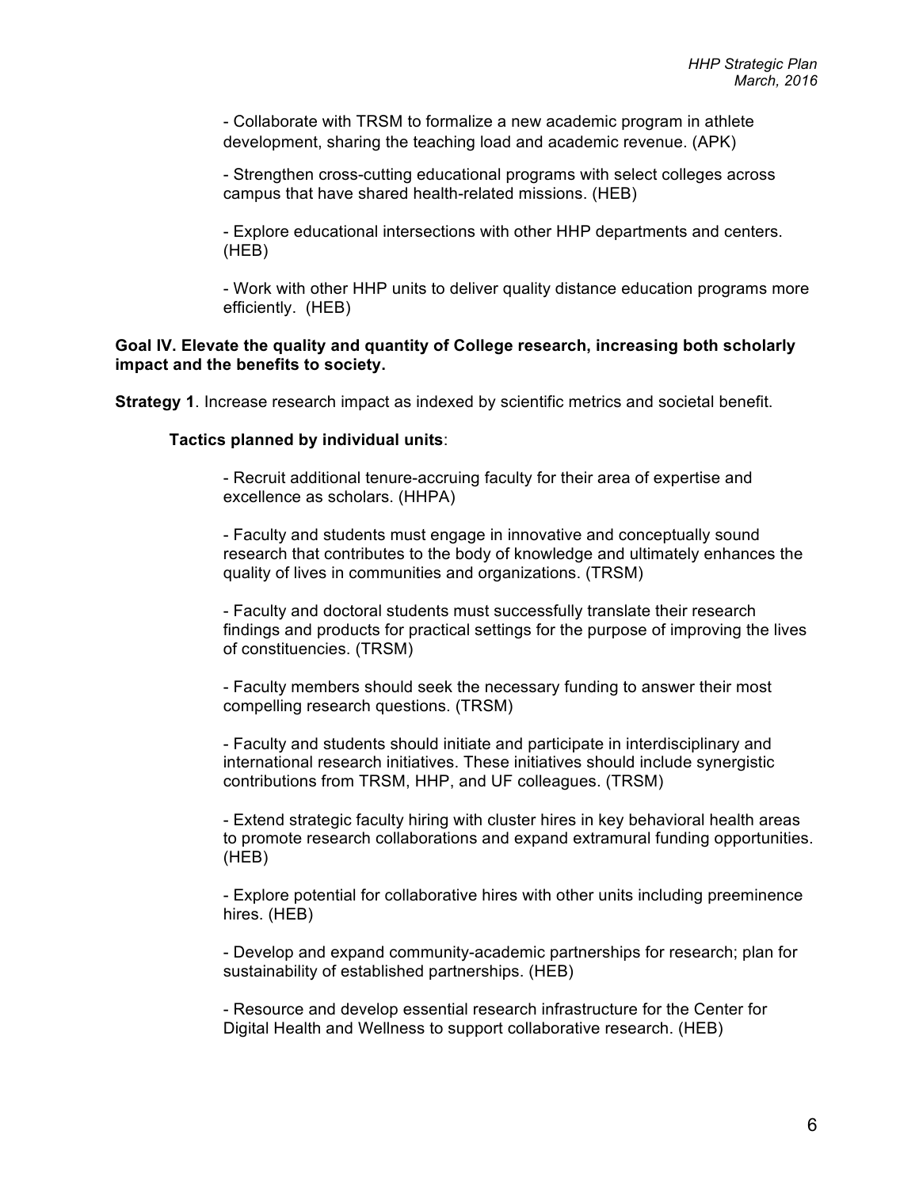- Collaborate with TRSM to formalize a new academic program in athlete development, sharing the teaching load and academic revenue. (APK)

- Strengthen cross-cutting educational programs with select colleges across campus that have shared health-related missions. (HEB)

- Explore educational intersections with other HHP departments and centers. (HEB)

- Work with other HHP units to deliver quality distance education programs more efficiently. (HEB)

**Goal IV. Elevate the quality and quantity of College research, increasing both scholarly impact and the benefits to society.**

**Strategy 1**. Increase research impact as indexed by scientific metrics and societal benefit.

**Tactics planned by individual units**:

- Recruit additional tenure-accruing faculty for their area of expertise and excellence as scholars. (HHPA)

- Faculty and students must engage in innovative and conceptually sound research that contributes to the body of knowledge and ultimately enhances the quality of lives in communities and organizations. (TRSM)

- Faculty and doctoral students must successfully translate their research findings and products for practical settings for the purpose of improving the lives of constituencies. (TRSM)

- Faculty members should seek the necessary funding to answer their most compelling research questions. (TRSM)

- Faculty and students should initiate and participate in interdisciplinary and international research initiatives. These initiatives should include synergistic contributions from TRSM, HHP, and UF colleagues. (TRSM)

- Extend strategic faculty hiring with cluster hires in key behavioral health areas to promote research collaborations and expand extramural funding opportunities. (HEB)

- Explore potential for collaborative hires with other units including preeminence hires. (HEB)

- Develop and expand community-academic partnerships for research; plan for sustainability of established partnerships. (HEB)

- Resource and develop essential research infrastructure for the Center for Digital Health and Wellness to support collaborative research. (HEB)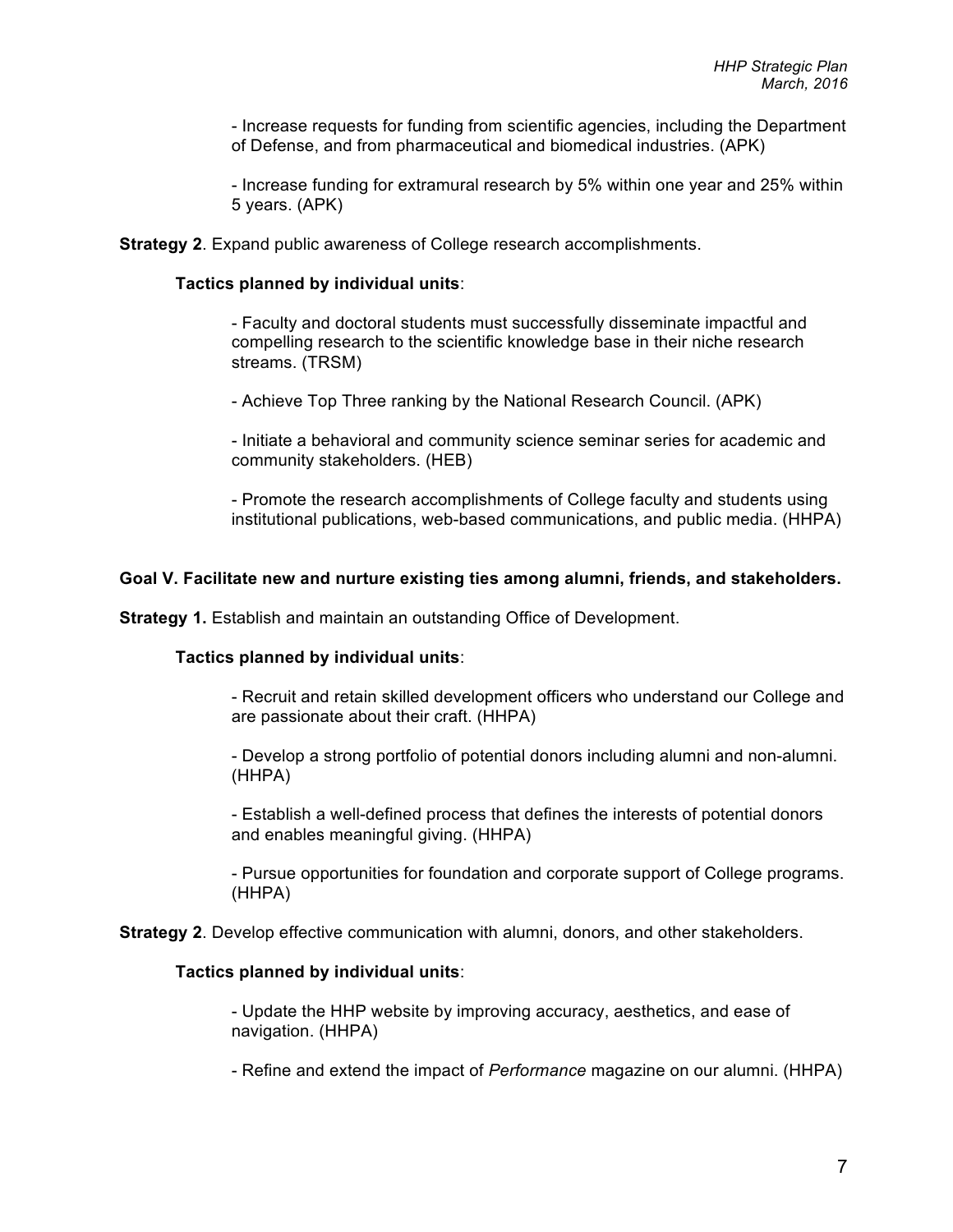- Increase requests for funding from scientific agencies, including the Department of Defense, and from pharmaceutical and biomedical industries. (APK)

- Increase funding for extramural research by 5% within one year and 25% within 5 years. (APK)

**Strategy 2**. Expand public awareness of College research accomplishments.

**Tactics planned by individual units**:

- Faculty and doctoral students must successfully disseminate impactful and compelling research to the scientific knowledge base in their niche research streams. (TRSM)

- Achieve Top Three ranking by the National Research Council. (APK)

- Initiate a behavioral and community science seminar series for academic and community stakeholders. (HEB)

- Promote the research accomplishments of College faculty and students using institutional publications, web-based communications, and public media. (HHPA)

**Goal V. Facilitate new and nurture existing ties among alumni, friends, and stakeholders.**

**Strategy 1.** Establish and maintain an outstanding Office of Development.

**Tactics planned by individual units**:

- Recruit and retain skilled development officers who understand our College and are passionate about their craft. (HHPA)

- Develop a strong portfolio of potential donors including alumni and non-alumni. (HHPA)

- Establish a well-defined process that defines the interests of potential donors and enables meaningful giving. (HHPA)

- Pursue opportunities for foundation and corporate support of College programs. (HHPA)

**Strategy 2**. Develop effective communication with alumni, donors, and other stakeholders.

**Tactics planned by individual units**:

- Update the HHP website by improving accuracy, aesthetics, and ease of navigation. (HHPA)

- Refine and extend the impact of *Performance* magazine on our alumni. (HHPA)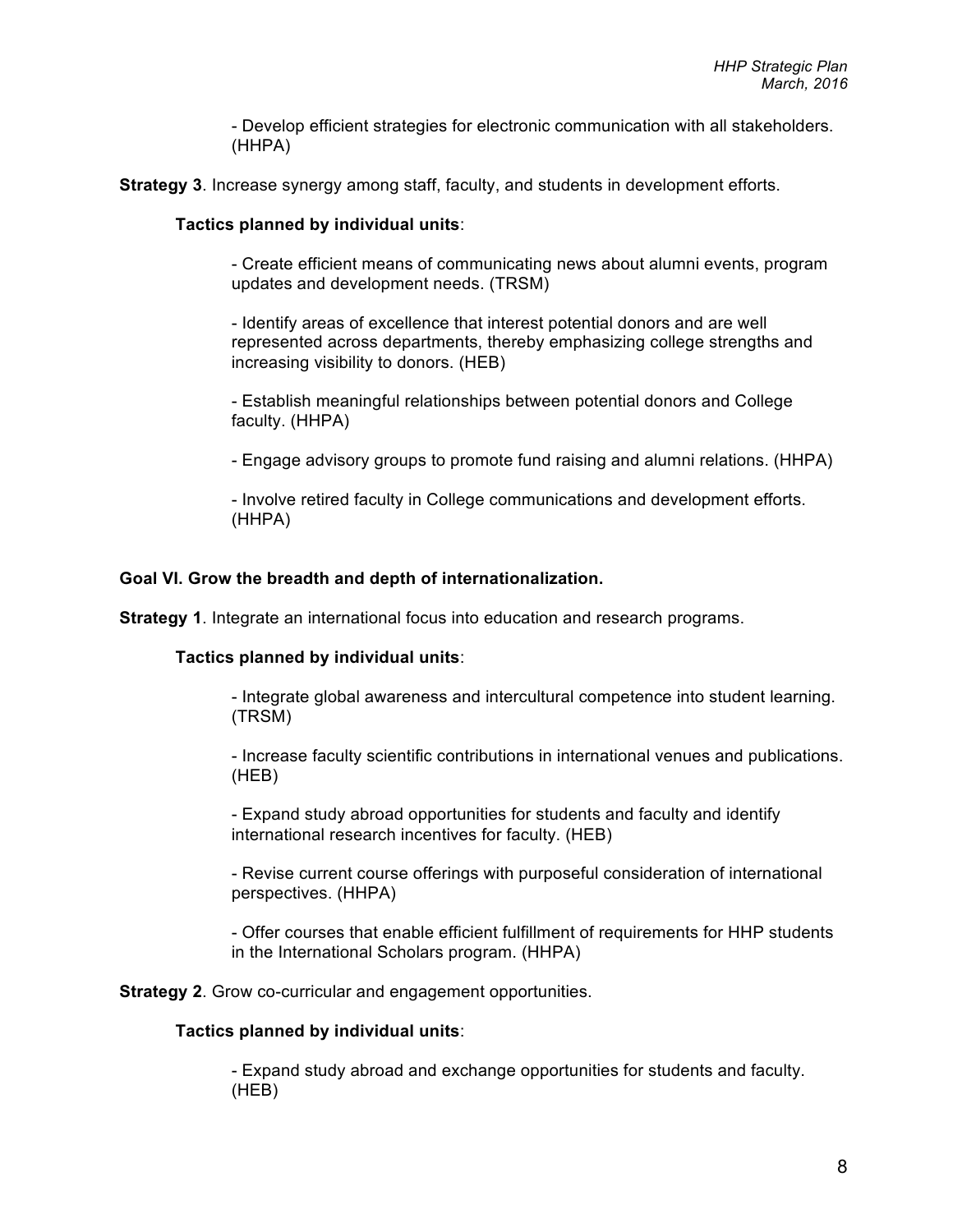- Develop efficient strategies for electronic communication with all stakeholders. (HHPA)

**Strategy 3**. Increase synergy among staff, faculty, and students in development efforts.

**Tactics planned by individual units**:

- Create efficient means of communicating news about alumni events, program updates and development needs. (TRSM)

- Identify areas of excellence that interest potential donors and are well represented across departments, thereby emphasizing college strengths and increasing visibility to donors. (HEB)

- Establish meaningful relationships between potential donors and College faculty. (HHPA)

- Engage advisory groups to promote fund raising and alumni relations. (HHPA)

- Involve retired faculty in College communications and development efforts. (HHPA)

**Goal VI. Grow the breadth and depth of internationalization.**

**Strategy 1**. Integrate an international focus into education and research programs.

**Tactics planned by individual units**:

- Integrate global awareness and intercultural competence into student learning. (TRSM)

- Increase faculty scientific contributions in international venues and publications. (HEB)

- Expand study abroad opportunities for students and faculty and identify international research incentives for faculty. (HEB)

- Revise current course offerings with purposeful consideration of international perspectives. (HHPA)

- Offer courses that enable efficient fulfillment of requirements for HHP students in the International Scholars program. (HHPA)

**Strategy 2**. Grow co-curricular and engagement opportunities.

**Tactics planned by individual units**:

- Expand study abroad and exchange opportunities for students and faculty. (HEB)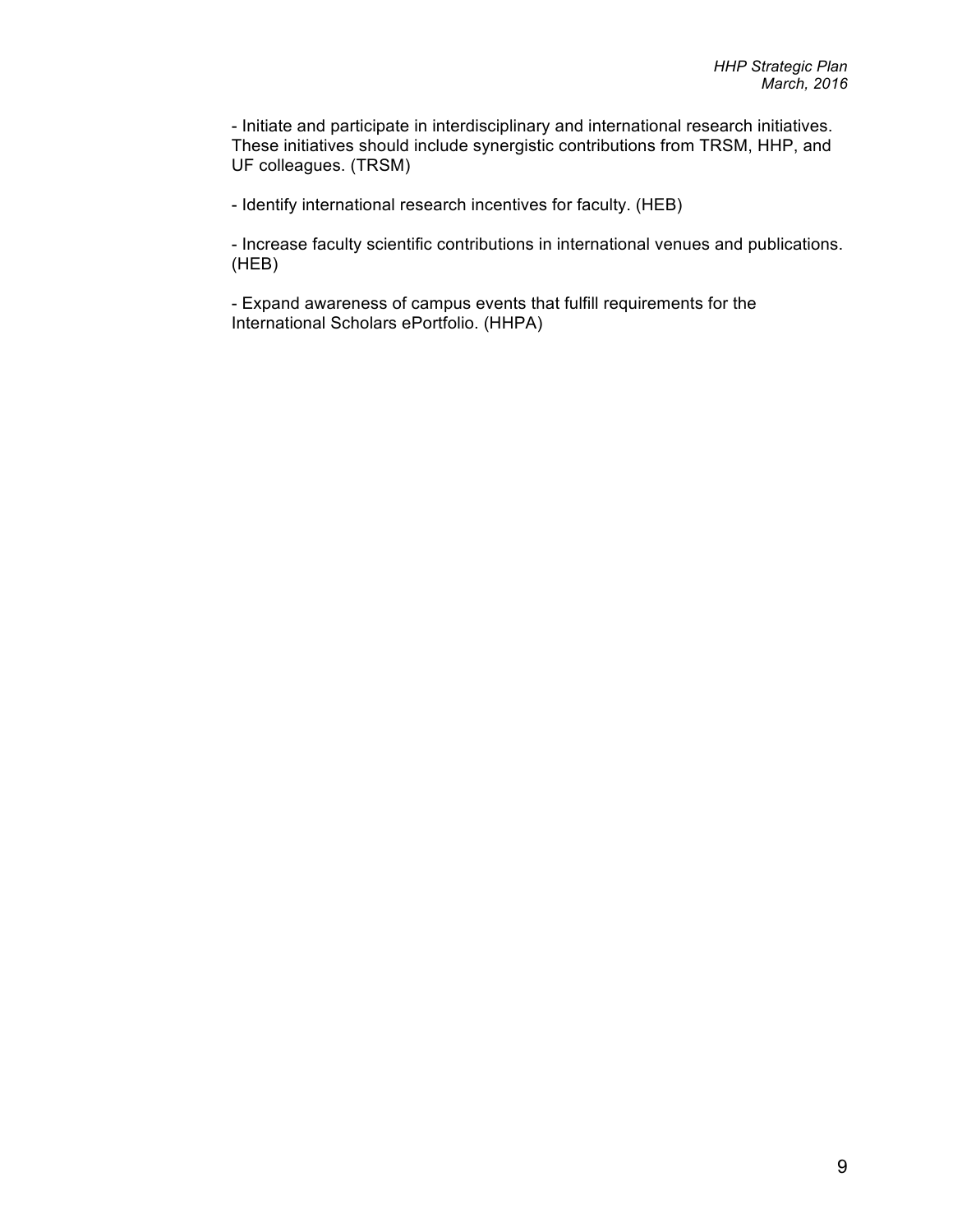- Initiate and participate in interdisciplinary and international research initiatives. These initiatives should include synergistic contributions from TRSM, HHP, and UF colleagues. (TRSM)

- Identify international research incentives for faculty. (HEB)

- Increase faculty scientific contributions in international venues and publications. (HEB)

- Expand awareness of campus events that fulfill requirements for the International Scholars ePortfolio. (HHPA)